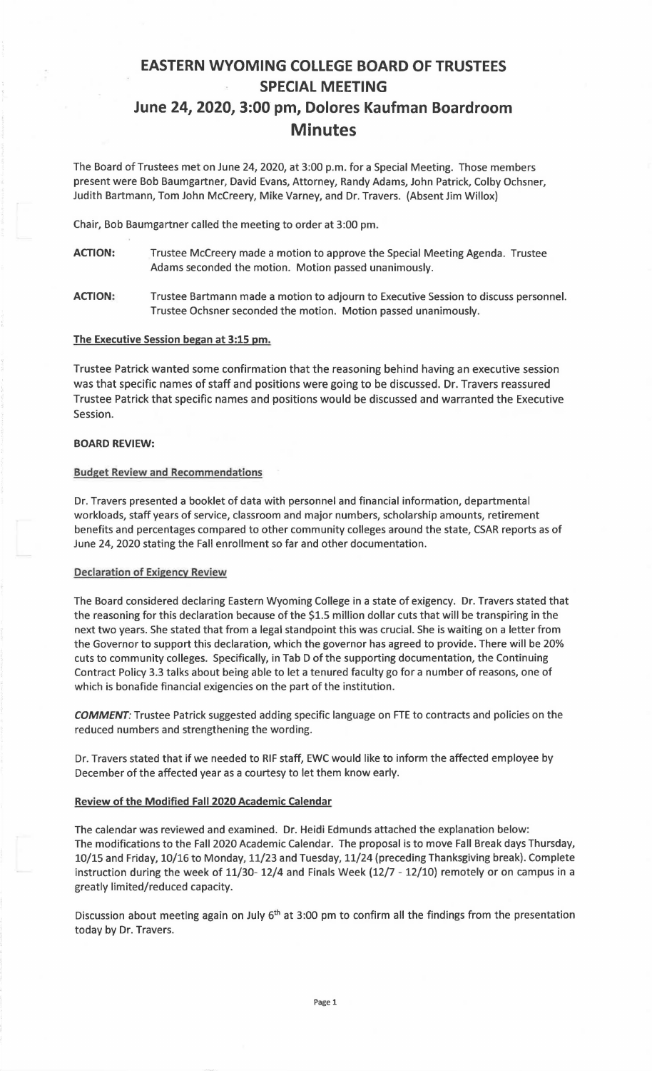# EASTERN WYOMING COLLEGE BOARD OF TRUSTEES SPECIAL MEETING
## June 24, 2020, 3:00 pm, Dolores Kaufman Boardroom
## Minutes

The Board of Trustees met on June 24, 2020, at 3:00 p.m. for a Special Meeting. Those members present were Bob Baumgartner, David Evans, Attorney, Randy Adams, John Patrick, Colby Ochsner, Judith Bartmann, Tom John McCreery, Mike Varney, and Dr. Travers. (Absent Jim Willox)

Chair, Bob Baumgartner called the meeting to order at 3:00 pm.

**ACTION:** Trustee McCreery made a motion to approve the Special Meeting Agenda. Trustee Adams seconded the motion. Motion passed unanimously.

**ACTION:** Trustee Bartmann made a motion to adjourn to Executive Session to discuss personnel. Trustee Ochsner seconded the motion. Motion passed unanimously.

**The Executive Session began at 3:15 pm.**

Trustee Patrick wanted some confirmation that the reasoning behind having an executive session was that specific names of staff and positions were going to be discussed. Dr. Travers reassured Trustee Patrick that specific names and positions would be discussed and warranted the Executive Session.

**BOARD REVIEW:**

**Budget Review and Recommendations**

Dr. Travers presented a booklet of data with personnel and financial information, departmental workloads, staff years of service, classroom and major numbers, scholarship amounts, retirement benefits and percentages compared to other community colleges around the state, CSAR reports as of June 24, 2020 stating the Fall enrollment so far and other documentation.

**Declaration of Exigency Review**

The Board considered declaring Eastern Wyoming College in a state of exigency. Dr. Travers stated that the reasoning for this declaration because of the $1.5 million dollar cuts that will be transpiring in the next two years. She stated that from a legal standpoint this was crucial. She is waiting on a letter from the Governor to support this declaration, which the governor has agreed to provide. There will be 20% cuts to community colleges. Specifically, in Tab D of the supporting documentation, the Continuing Contract Policy 3.3 talks about being able to let a tenured faculty go for a number of reasons, one of which is bonafide financial exigencies on the part of the institution.

***COMMENT:*** Trustee Patrick suggested adding specific language on FTE to contracts and policies on the reduced numbers and strengthening the wording.

Dr. Travers stated that if we needed to RIF staff, EWC would like to inform the affected employee by December of the affected year as a courtesy to let them know early.

**Review of the Modified Fall 2020 Academic Calendar**

The calendar was reviewed and examined. Dr. Heidi Edmunds attached the explanation below:
The modifications to the Fall 2020 Academic Calendar. The proposal is to move Fall Break days Thursday, 10/15 and Friday, 10/16 to Monday, 11/23 and Tuesday, 11/24 (preceding Thanksgiving break). Complete instruction during the week of 11/30- 12/4 and Finals Week (12/7 - 12/10) remotely or on campus in a greatly limited/reduced capacity.

Discussion about meeting again on July 6th at 3:00 pm to confirm all the findings from the presentation today by Dr. Travers.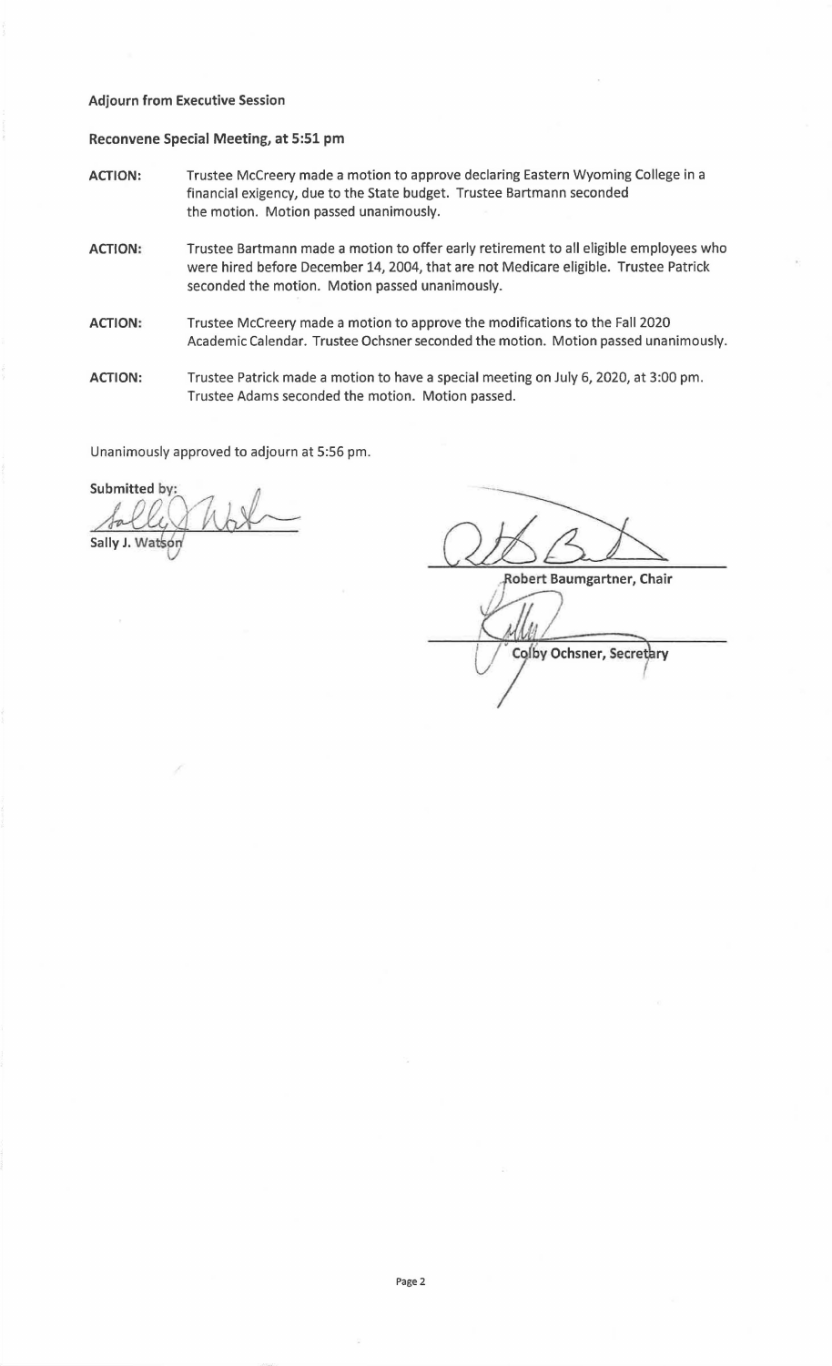**Adjourn from Executive Session**

**Reconvene Special Meeting, at 5:51 pm**

**ACTION:** Trustee McCreery made a motion to approve declaring Eastern Wyoming College in a financial exigency, due to the State budget. Trustee Bartmann seconded the motion. Motion passed unanimously.

**ACTION:** Trustee Bartmann made a motion to offer early retirement to all eligible employees who were hired before December 14, 2004, that are not Medicare eligible. Trustee Patrick seconded the motion. Motion passed unanimously.

**ACTION:** Trustee McCreery made a motion to approve the modifications to the Fall 2020 Academic Calendar. Trustee Ochsner seconded the motion. Motion passed unanimously.

**ACTION:** Trustee Patrick made a motion to have a special meeting on July 6, 2020, at 3:00 pm. Trustee Adams seconded the motion. Motion passed.

Unanimously approved to adjourn at 5:56 pm.

**Submitted by:**

Sally J. Watson

**Robert Baumgartner, Chair**

**Colby Ochsner, Secretary**